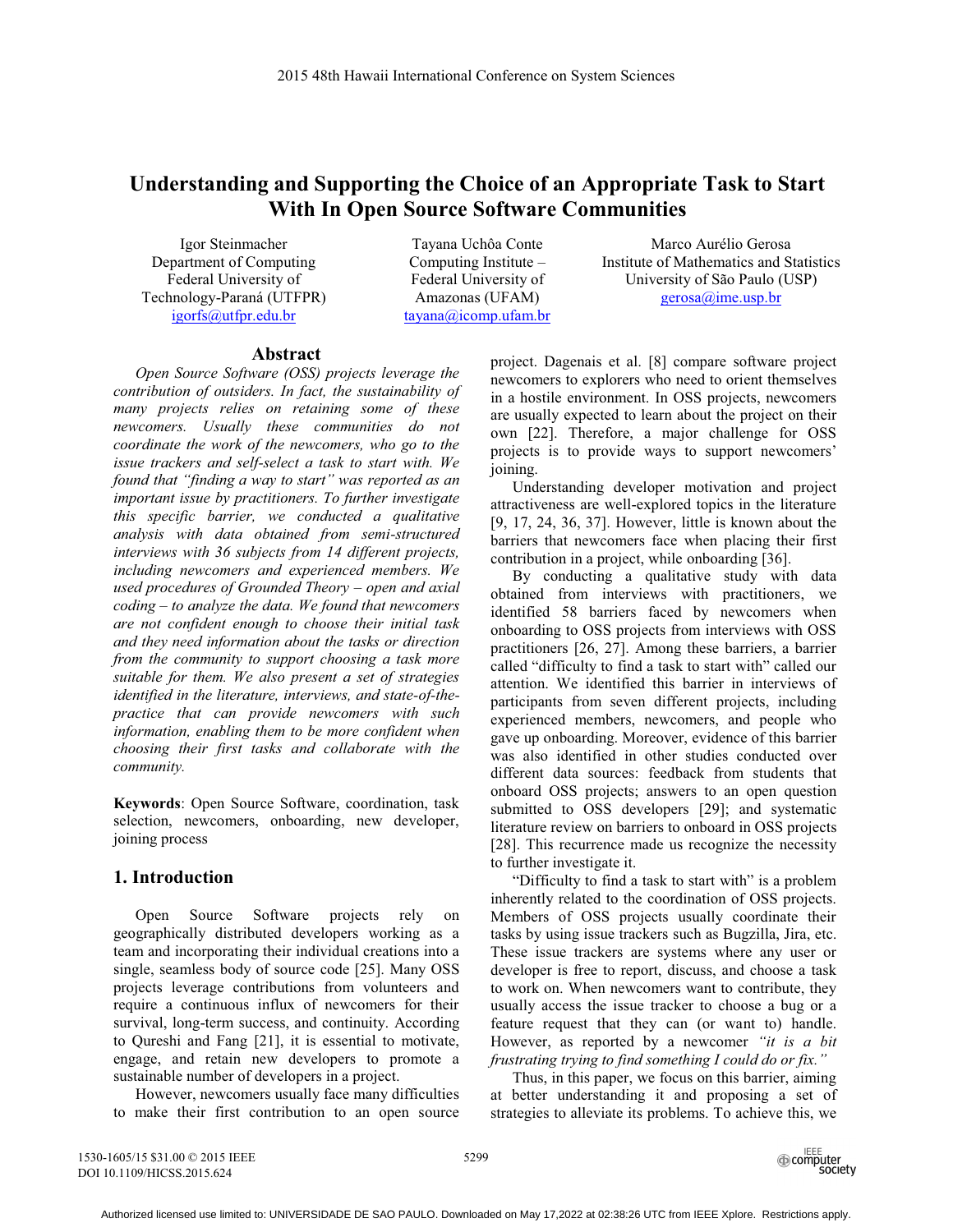# Understanding and Supporting the Choice of an Appropriate Task to Start With In Open Source Software Communities

Igor Steinmacher
Department of Computing
Federal University of Technology-Paraná (UTFPR)
igorfs@utfpr.edu.br

Tayana Uchôa Conte
Computing Institute – Federal University of Amazonas (UFAM)
tayana@icomp.ufam.br

Marco Aurélio Gerosa
Institute of Mathematics and Statistics
University of São Paulo (USP)
gerosa@ime.usp.br

## Abstract

*Open Source Software (OSS) projects leverage the contribution of outsiders. In fact, the sustainability of many projects relies on retaining some of these newcomers. Usually these communities do not coordinate the work of the newcomers, who go to the issue trackers and self-select a task to start with. We found that "finding a way to start" was reported as an important issue by practitioners. To further investigate this specific barrier, we conducted a qualitative analysis with data obtained from semi-structured interviews with 36 subjects from 14 different projects, including newcomers and experienced members. We used procedures of Grounded Theory – open and axial coding – to analyze the data. We found that newcomers are not confident enough to choose their initial task and they need information about the tasks or direction from the community to support choosing a task more suitable for them. We also present a set of strategies identified in the literature, interviews, and state-of-the-practice that can provide newcomers with such information, enabling them to be more confident when choosing their first tasks and collaborate with the community.*

**Keywords**: Open Source Software, coordination, task selection, newcomers, onboarding, new developer, joining process

## 1. Introduction

Open Source Software projects rely on geographically distributed developers working as a team and incorporating their individual creations into a single, seamless body of source code [25]. Many OSS projects leverage contributions from volunteers and require a continuous influx of newcomers for their survival, long-term success, and continuity. According to Qureshi and Fang [21], it is essential to motivate, engage, and retain new developers to promote a sustainable number of developers in a project.

However, newcomers usually face many difficulties to make their first contribution to an open source project. Dagenais et al. [8] compare software project newcomers to explorers who need to orient themselves in a hostile environment. In OSS projects, newcomers are usually expected to learn about the project on their own [22]. Therefore, a major challenge for OSS projects is to provide ways to support newcomers' joining.

Understanding developer motivation and project attractiveness are well-explored topics in the literature [9, 17, 24, 36, 37]. However, little is known about the barriers that newcomers face when placing their first contribution in a project, while onboarding [36].

By conducting a qualitative study with data obtained from interviews with practitioners, we identified 58 barriers faced by newcomers when onboarding to OSS projects from interviews with OSS practitioners [26, 27]. Among these barriers, a barrier called "difficulty to find a task to start with" called our attention. We identified this barrier in interviews of participants from seven different projects, including experienced members, newcomers, and people who gave up onboarding. Moreover, evidence of this barrier was also identified in other studies conducted over different data sources: feedback from students that onboard OSS projects; answers to an open question submitted to OSS developers [29]; and systematic literature review on barriers to onboard in OSS projects [28]. This recurrence made us recognize the necessity to further investigate it.

"Difficulty to find a task to start with" is a problem inherently related to the coordination of OSS projects. Members of OSS projects usually coordinate their tasks by using issue trackers such as Bugzilla, Jira, etc. These issue trackers are systems where any user or developer is free to report, discuss, and choose a task to work on. When newcomers want to contribute, they usually access the issue tracker to choose a bug or a feature request that they can (or want to) handle. However, as reported by a newcomer *"it is a bit frustrating trying to find something I could do or fix."*

Thus, in this paper, we focus on this barrier, aiming at better understanding it and proposing a set of strategies to alleviate its problems. To achieve this, we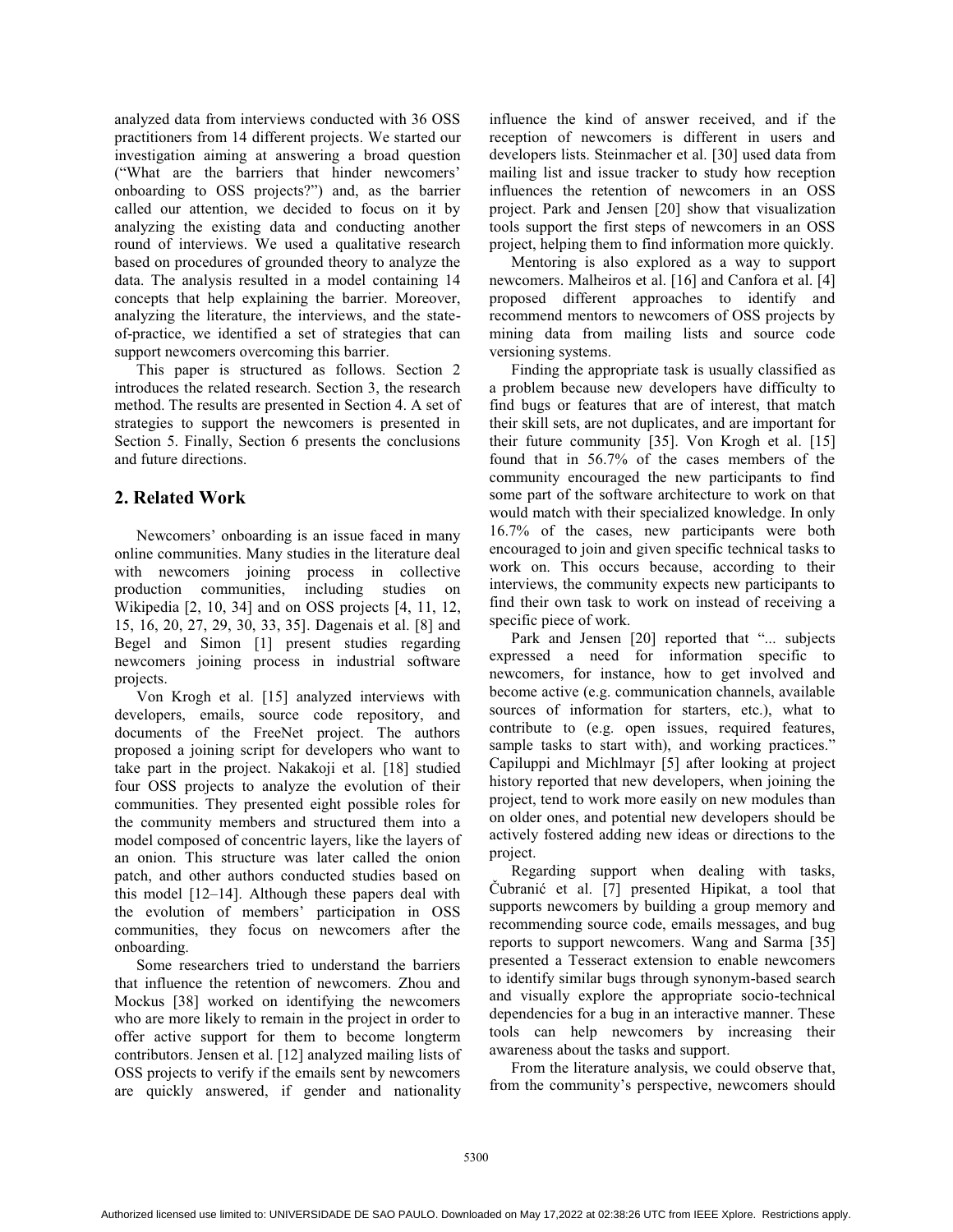analyzed data from interviews conducted with 36 OSS practitioners from 14 different projects. We started our investigation aiming at answering a broad question ("What are the barriers that hinder newcomers' onboarding to OSS projects?") and, as the barrier called our attention, we decided to focus on it by analyzing the existing data and conducting another round of interviews. We used a qualitative research based on procedures of grounded theory to analyze the data. The analysis resulted in a model containing 14 concepts that help explaining the barrier. Moreover, analyzing the literature, the interviews, and the state-of-practice, we identified a set of strategies that can support newcomers overcoming this barrier.

This paper is structured as follows. Section 2 introduces the related research. Section 3, the research method. The results are presented in Section 4. A set of strategies to support the newcomers is presented in Section 5. Finally, Section 6 presents the conclusions and future directions.

## 2. Related Work

Newcomers' onboarding is an issue faced in many online communities. Many studies in the literature deal with newcomers joining process in collective production communities, including studies on Wikipedia [2, 10, 34] and on OSS projects [4, 11, 12, 15, 16, 20, 27, 29, 30, 33, 35]. Dagenais et al. [8] and Begel and Simon [1] present studies regarding newcomers joining process in industrial software projects.

Von Krogh et al. [15] analyzed interviews with developers, emails, source code repository, and documents of the FreeNet project. The authors proposed a joining script for developers who want to take part in the project. Nakakoji et al. [18] studied four OSS projects to analyze the evolution of their communities. They presented eight possible roles for the community members and structured them into a model composed of concentric layers, like the layers of an onion. This structure was later called the onion patch, and other authors conducted studies based on this model [12–14]. Although these papers deal with the evolution of members' participation in OSS communities, they focus on newcomers after the onboarding.

Some researchers tried to understand the barriers that influence the retention of newcomers. Zhou and Mockus [38] worked on identifying the newcomers who are more likely to remain in the project in order to offer active support for them to become longterm contributors. Jensen et al. [12] analyzed mailing lists of OSS projects to verify if the emails sent by newcomers are quickly answered, if gender and nationality influence the kind of answer received, and if the reception of newcomers is different in users and developers lists. Steinmacher et al. [30] used data from mailing list and issue tracker to study how reception influences the retention of newcomers in an OSS project. Park and Jensen [20] show that visualization tools support the first steps of newcomers in an OSS project, helping them to find information more quickly.

Mentoring is also explored as a way to support newcomers. Malheiros et al. [16] and Canfora et al. [4] proposed different approaches to identify and recommend mentors to newcomers of OSS projects by mining data from mailing lists and source code versioning systems.

Finding the appropriate task is usually classified as a problem because new developers have difficulty to find bugs or features that are of interest, that match their skill sets, are not duplicates, and are important for their future community [35]. Von Krogh et al. [15] found that in 56.7% of the cases members of the community encouraged the new participants to find some part of the software architecture to work on that would match with their specialized knowledge. In only 16.7% of the cases, new participants were both encouraged to join and given specific technical tasks to work on. This occurs because, according to their interviews, the community expects new participants to find their own task to work on instead of receiving a specific piece of work.

Park and Jensen [20] reported that "... subjects expressed a need for information specific to newcomers, for instance, how to get involved and become active (e.g. communication channels, available sources of information for starters, etc.), what to contribute to (e.g. open issues, required features, sample tasks to start with), and working practices." Capiluppi and Michlmayr [5] after looking at project history reported that new developers, when joining the project, tend to work more easily on new modules than on older ones, and potential new developers should be actively fostered adding new ideas or directions to the project.

Regarding support when dealing with tasks, Čubranić et al. [7] presented Hipikat, a tool that supports newcomers by building a group memory and recommending source code, emails messages, and bug reports to support newcomers. Wang and Sarma [35] presented a Tesseract extension to enable newcomers to identify similar bugs through synonym-based search and visually explore the appropriate socio-technical dependencies for a bug in an interactive manner. These tools can help newcomers by increasing their awareness about the tasks and support.

From the literature analysis, we could observe that, from the community's perspective, newcomers should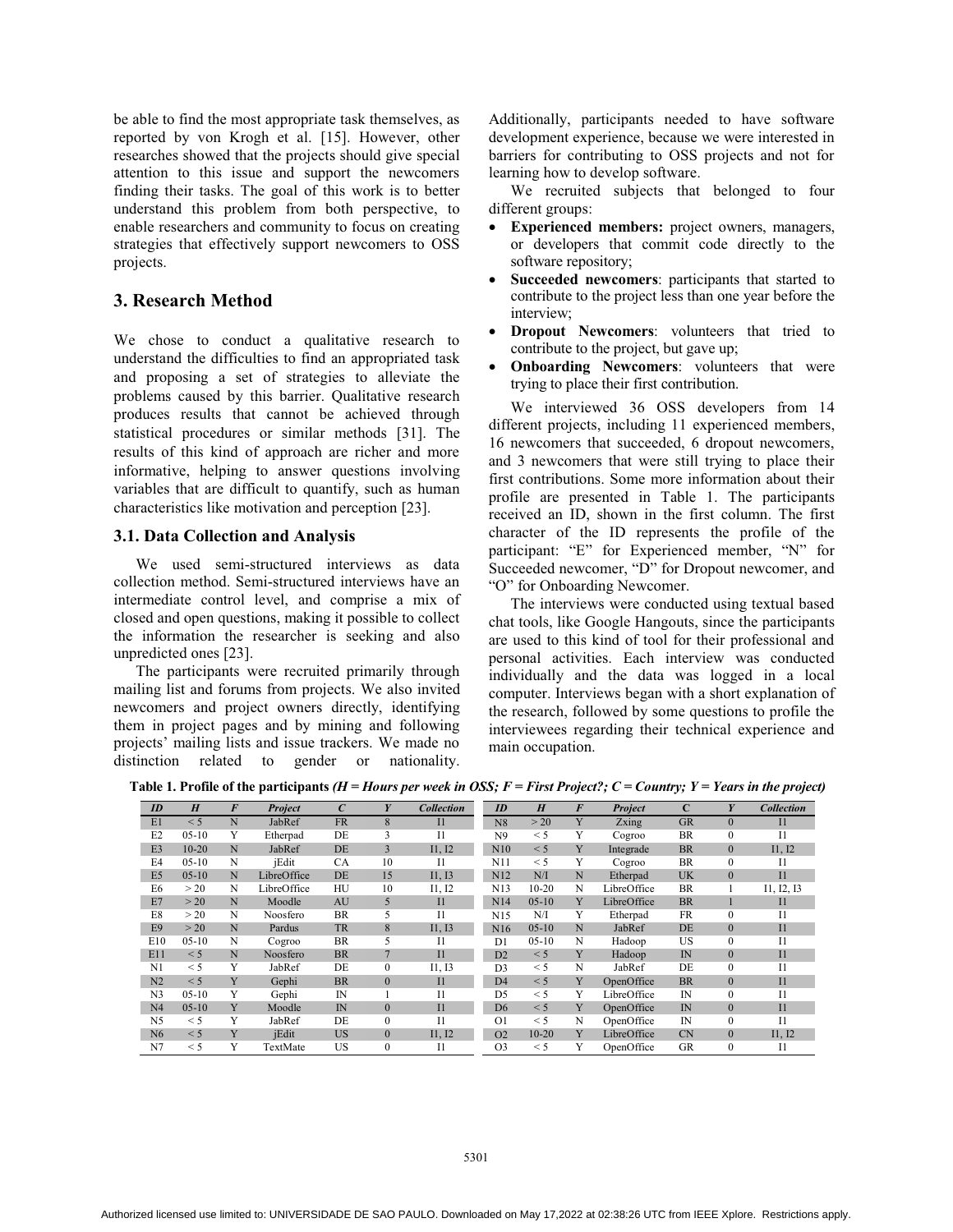be able to find the most appropriate task themselves, as reported by von Krogh et al. [15]. However, other researches showed that the projects should give special attention to this issue and support the newcomers finding their tasks. The goal of this work is to better understand this problem from both perspective, to enable researchers and community to focus on creating strategies that effectively support newcomers to OSS projects.

## 3. Research Method

We chose to conduct a qualitative research to understand the difficulties to find an appropriated task and proposing a set of strategies to alleviate the problems caused by this barrier. Qualitative research produces results that cannot be achieved through statistical procedures or similar methods [31]. The results of this kind of approach are richer and more informative, helping to answer questions involving variables that are difficult to quantify, such as human characteristics like motivation and perception [23].

### 3.1. Data Collection and Analysis

We used semi-structured interviews as data collection method. Semi-structured interviews have an intermediate control level, and comprise a mix of closed and open questions, making it possible to collect the information the researcher is seeking and also unpredicted ones [23].

The participants were recruited primarily through mailing list and forums from projects. We also invited newcomers and project owners directly, identifying them in project pages and by mining and following projects' mailing lists and issue trackers. We made no distinction related to gender or nationality. Additionally, participants needed to have software development experience, because we were interested in barriers for contributing to OSS projects and not for learning how to develop software.

We recruited subjects that belonged to four different groups:

- **Experienced members:** project owners, managers, or developers that commit code directly to the software repository;
- **Succeeded newcomers**: participants that started to contribute to the project less than one year before the interview;
- **Dropout Newcomers**: volunteers that tried to contribute to the project, but gave up;
- **Onboarding Newcomers**: volunteers that were trying to place their first contribution.

We interviewed 36 OSS developers from 14 different projects, including 11 experienced members, 16 newcomers that succeeded, 6 dropout newcomers, and 3 newcomers that were still trying to place their first contributions. Some more information about their profile are presented in Table 1. The participants received an ID, shown in the first column. The first character of the ID represents the profile of the participant: "E" for Experienced member, "N" for Succeeded newcomer, "D" for Dropout newcomer, and "O" for Onboarding Newcomer.

The interviews were conducted using textual based chat tools, like Google Hangouts, since the participants are used to this kind of tool for their professional and personal activities. Each interview was conducted individually and the data was logged in a local computer. Interviews began with a short explanation of the research, followed by some questions to profile the interviewees regarding their technical experience and main occupation.

**Table 1. Profile of the participants** ***(H = Hours per week in OSS; F = First Project?; C = Country; Y = Years in the project)***

| ID | H | F | Project | C | Y | Collection | ID | H | F | Project | C | Y | Collection |
|---|---|---|---|---|---|---|---|---|---|---|---|---|---|
| E1 | < 5 | N | JabRef | FR | 8 | I1 | N8 | > 20 | Y | Zxing | GR | 0 | I1 |
| E2 | 05-10 | Y | Etherpad | DE | 3 | I1 | N9 | < 5 | Y | Cogroo | BR | 0 | I1 |
| E3 | 10-20 | N | JabRef | DE | 3 | I1, I2 | N10 | < 5 | Y | Integrade | BR | 0 | I1, I2 |
| E4 | 05-10 | N | jEdit | CA | 10 | I1 | N11 | < 5 | Y | Cogroo | BR | 0 | I1 |
| E5 | 05-10 | N | LibreOffice | DE | 15 | I1, I3 | N12 | N/I | N | Etherpad | UK | 0 | I1 |
| E6 | > 20 | N | LibreOffice | HU | 10 | I1, I2 | N13 | 10-20 | N | LibreOffice | BR | 1 | I1, I2, I3 |
| E7 | > 20 | N | Moodle | AU | 5 | I1 | N14 | 05-10 | Y | LibreOffice | BR | 1 | I1 |
| E8 | > 20 | N | Noosfero | BR | 5 | I1 | N15 | N/I | Y | Etherpad | FR | 0 | I1 |
| E9 | > 20 | N | Pardus | TR | 8 | I1, I3 | N16 | 05-10 | N | JabRef | DE | 0 | I1 |
| E10 | 05-10 | N | Cogroo | BR | 5 | I1 | D1 | 05-10 | N | Hadoop | US | 0 | I1 |
| E11 | < 5 | N | Noosfero | BR | 7 | I1 | D2 | < 5 | Y | Hadoop | IN | 0 | I1 |
| N1 | < 5 | Y | JabRef | DE | 0 | I1, I3 | D3 | < 5 | N | JabRef | DE | 0 | I1 |
| N2 | < 5 | Y | Gephi | BR | 0 | I1 | D4 | < 5 | Y | OpenOffice | BR | 0 | I1 |
| N3 | 05-10 | Y | Gephi | IN | 1 | I1 | D5 | < 5 | Y | LibreOffice | IN | 0 | I1 |
| N4 | 05-10 | Y | Moodle | IN | 0 | I1 | D6 | < 5 | Y | OpenOffice | IN | 0 | I1 |
| N5 | < 5 | Y | JabRef | DE | 0 | I1 | O1 | < 5 | N | OpenOffice | IN | 0 | I1 |
| N6 | < 5 | Y | jEdit | US | 0 | I1, I2 | O2 | 10-20 | Y | LibreOffice | CN | 0 | I1, I2 |
| N7 | < 5 | Y | TextMate | US | 0 | I1 | O3 | < 5 | Y | OpenOffice | GR | 0 | I1 |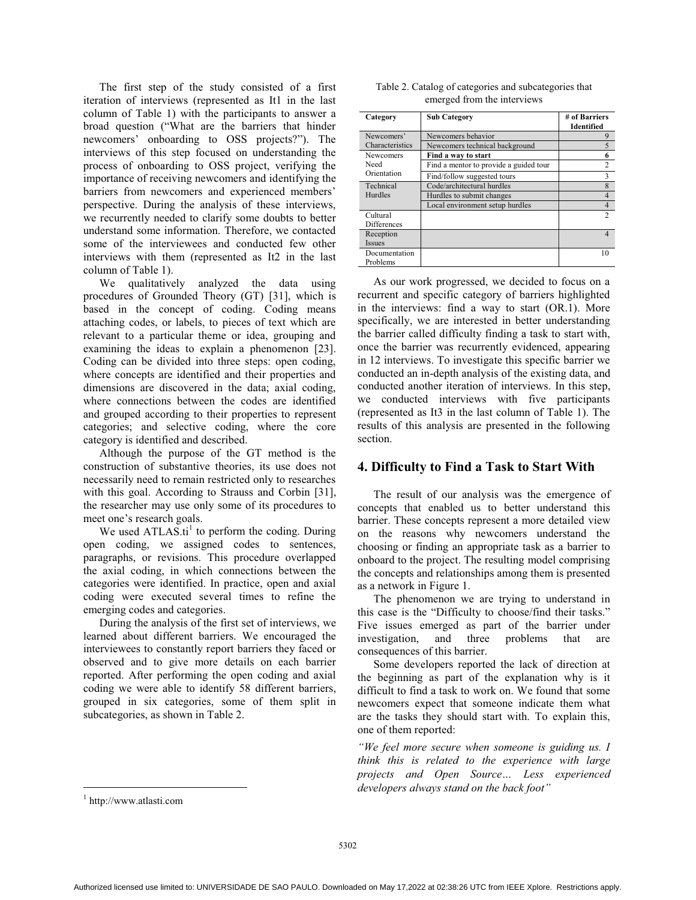The first step of the study consisted of a first iteration of interviews (represented as It1 in the last column of Table 1) with the participants to answer a broad question ("What are the barriers that hinder newcomers' onboarding to OSS projects?"). The interviews of this step focused on understanding the process of onboarding to OSS project, verifying the importance of receiving newcomers and identifying the barriers from newcomers and experienced members' perspective. During the analysis of these interviews, we recurrently needed to clarify some doubts to better understand some information. Therefore, we contacted some of the interviewees and conducted few other interviews with them (represented as It2 in the last column of Table 1).

We qualitatively analyzed the data using procedures of Grounded Theory (GT) [31], which is based in the concept of coding. Coding means attaching codes, or labels, to pieces of text which are relevant to a particular theme or idea, grouping and examining the ideas to explain a phenomenon [23]. Coding can be divided into three steps: open coding, where concepts are identified and their properties and dimensions are discovered in the data; axial coding, where connections between the codes are identified and grouped according to their properties to represent categories; and selective coding, where the core category is identified and described.

Although the purpose of the GT method is the construction of substantive theories, its use does not necessarily need to remain restricted only to researches with this goal. According to Strauss and Corbin [31], the researcher may use only some of its procedures to meet one's research goals.

We used ATLAS.ti[1] to perform the coding. During open coding, we assigned codes to sentences, paragraphs, or revisions. This procedure overlapped the axial coding, in which connections between the categories were identified. In practice, open and axial coding were executed several times to refine the emerging codes and categories.

During the analysis of the first set of interviews, we learned about different barriers. We encouraged the interviewees to constantly report barriers they faced or observed and to give more details on each barrier reported. After performing the open coding and axial coding we were able to identify 58 different barriers, grouped in six categories, some of them split in subcategories, as shown in Table 2.

Table 2. Catalog of categories and subcategories that emerged from the interviews

| Category | Sub Category | # of Barriers Identified |
|---|---|---|
| Newcomers' Characteristics | Newcomers behavior | 9 |
| | Newcomers technical background | 5 |
| Newcomers Need Orientation | **Find a way to start** | **6** |
| | Find a mentor to provide a guided tour | 2 |
| | Find/follow suggested tours | 3 |
| Technical Hurdles | Code/architectural hurdles | 8 |
| | Hurdles to submit changes | 4 |
| | Local environment setup hurdles | 4 |
| Cultural Differences | | 2 |
| Reception Issues | | 4 |
| Documentation Problems | | 10 |

As our work progressed, we decided to focus on a recurrent and specific category of barriers highlighted in the interviews: find a way to start (OR.1). More specifically, we are interested in better understanding the barrier called difficulty finding a task to start with, once the barrier was recurrently evidenced, appearing in 12 interviews. To investigate this specific barrier we conducted an in-depth analysis of the existing data, and conducted another iteration of interviews. In this step, we conducted interviews with five participants (represented as It3 in the last column of Table 1). The results of this analysis are presented in the following section.

## 4. Difficulty to Find a Task to Start With

The result of our analysis was the emergence of concepts that enabled us to better understand this barrier. These concepts represent a more detailed view on the reasons why newcomers understand the choosing or finding an appropriate task as a barrier to onboard to the project. The resulting model comprising the concepts and relationships among them is presented as a network in Figure 1.

The phenomenon we are trying to understand in this case is the "Difficulty to choose/find their tasks." Five issues emerged as part of the barrier under investigation, and three problems that are consequences of this barrier.

Some developers reported the lack of direction at the beginning as part of the explanation why is it difficult to find a task to work on. We found that some newcomers expect that someone indicate them what are the tasks they should start with. To explain this, one of them reported:

*"We feel more secure when someone is guiding us. I think this is related to the experience with large projects and Open Source… Less experienced developers always stand on the back foot"*

[1] http://www.atlasti.com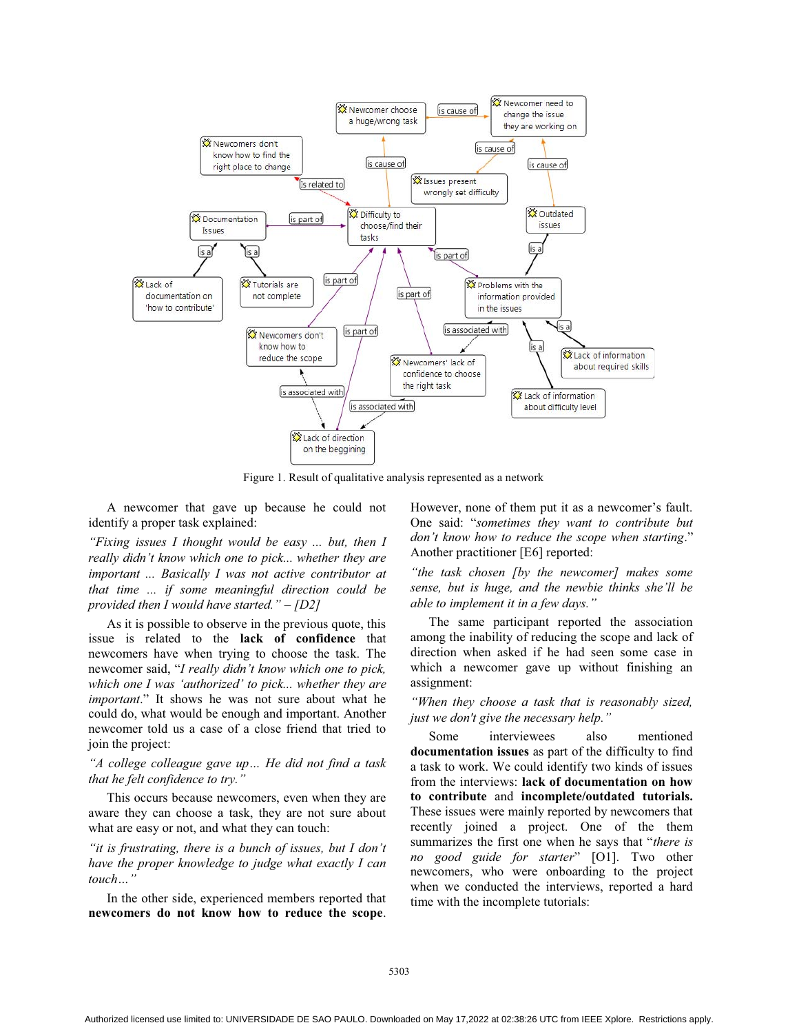Newcomer choose a huge/wrong task

is cause of

Newcomer need to change the issue they are working on

Newcomers dont know how to find the right place to change

is cause of

is cause of

is cause of

is related to

Issues present wrongly set difficulty

Documentation Issues

is part of

Difficulty to choose/find their tasks

Outdated issues

is a

is a

is part of

is a

Lack of documentation on 'how to contribute'

Tutorials are not complete

is part of

is part of

Problems with the information provided in the issues

Newcomers don't know how to reduce the scope

is part of

is associated with

is a

Newcomers' lack of confidence to choose the right task

is a

Lack of information about required skills

is associated with

is associated with

Lack of information about difficulty level

Lack of direction on the beggining

Figure 1. Result of qualitative analysis represented as a network

A newcomer that gave up because he could not identify a proper task explained:

*"Fixing issues I thought would be easy ... but, then I really didn't know which one to pick... whether they are important ... Basically I was not active contributor at that time ... if some meaningful direction could be provided then I would have started." – [D2]*

As it is possible to observe in the previous quote, this issue is related to the **lack of confidence** that newcomers have when trying to choose the task. The newcomer said, "*I really didn't know which one to pick, which one I was 'authorized' to pick... whether they are important*." It shows he was not sure about what he could do, what would be enough and important. Another newcomer told us a case of a close friend that tried to join the project:

*"A college colleague gave up… He did not find a task that he felt confidence to try."*

This occurs because newcomers, even when they are aware they can choose a task, they are not sure about what are easy or not, and what they can touch:

*"it is frustrating, there is a bunch of issues, but I don't have the proper knowledge to judge what exactly I can touch…"*

In the other side, experienced members reported that **newcomers do not know how to reduce the scope**. However, none of them put it as a newcomer's fault. One said: "*sometimes they want to contribute but don't know how to reduce the scope when starting*." Another practitioner [E6] reported:

*"the task chosen [by the newcomer] makes some sense, but is huge, and the newbie thinks she'll be able to implement it in a few days."*

The same participant reported the association among the inability of reducing the scope and lack of direction when asked if he had seen some case in which a newcomer gave up without finishing an assignment:

*"When they choose a task that is reasonably sized, just we don't give the necessary help."*

Some interviewees also mentioned **documentation issues** as part of the difficulty to find a task to work. We could identify two kinds of issues from the interviews: **lack of documentation on how to contribute** and **incomplete/outdated tutorials.** These issues were mainly reported by newcomers that recently joined a project. One of the them summarizes the first one when he says that "*there is no good guide for starter*" [O1]. Two other newcomers, who were onboarding to the project when we conducted the interviews, reported a hard time with the incomplete tutorials: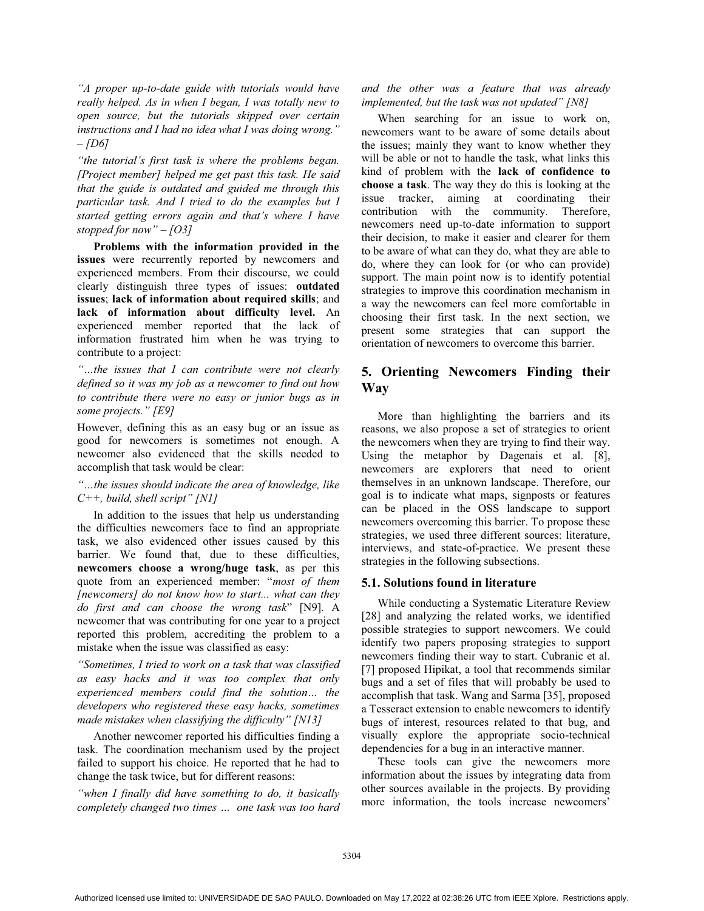*"A proper up-to-date guide with tutorials would have really helped. As in when I began, I was totally new to open source, but the tutorials skipped over certain instructions and I had no idea what I was doing wrong." – [D6]*

*"the tutorial's first task is where the problems began. [Project member] helped me get past this task. He said that the guide is outdated and guided me through this particular task. And I tried to do the examples but I started getting errors again and that's where I have stopped for now" – [O3]*

**Problems with the information provided in the issues** were recurrently reported by newcomers and experienced members. From their discourse, we could clearly distinguish three types of issues: **outdated issues**; **lack of information about required skills**; and **lack of information about difficulty level.** An experienced member reported that the lack of information frustrated him when he was trying to contribute to a project:

*"…the issues that I can contribute were not clearly defined so it was my job as a newcomer to find out how to contribute there were no easy or junior bugs as in some projects." [E9]*

However, defining this as an easy bug or an issue as good for newcomers is sometimes not enough. A newcomer also evidenced that the skills needed to accomplish that task would be clear:

*"…the issues should indicate the area of knowledge, like C++, build, shell script" [N1]*

In addition to the issues that help us understanding the difficulties newcomers face to find an appropriate task, we also evidenced other issues caused by this barrier. We found that, due to these difficulties, **newcomers choose a wrong/huge task**, as per this quote from an experienced member: "*most of them [newcomers] do not know how to start... what can they do first and can choose the wrong task*" [N9]. A newcomer that was contributing for one year to a project reported this problem, accrediting the problem to a mistake when the issue was classified as easy:

*"Sometimes, I tried to work on a task that was classified as easy hacks and it was too complex that only experienced members could find the solution… the developers who registered these easy hacks, sometimes made mistakes when classifying the difficulty" [N13]*

Another newcomer reported his difficulties finding a task. The coordination mechanism used by the project failed to support his choice. He reported that he had to change the task twice, but for different reasons:

*"when I finally did have something to do, it basically completely changed two times … one task was too hard and the other was a feature that was already implemented, but the task was not updated" [N8]*

When searching for an issue to work on, newcomers want to be aware of some details about the issues; mainly they want to know whether they will be able or not to handle the task, what links this kind of problem with the **lack of confidence to choose a task**. The way they do this is looking at the issue tracker, aiming at coordinating their contribution with the community. Therefore, newcomers need up-to-date information to support their decision, to make it easier and clearer for them to be aware of what can they do, what they are able to do, where they can look for (or who can provide) support. The main point now is to identify potential strategies to improve this coordination mechanism in a way the newcomers can feel more comfortable in choosing their first task. In the next section, we present some strategies that can support the orientation of newcomers to overcome this barrier.

## 5. Orienting Newcomers Finding their Way

More than highlighting the barriers and its reasons, we also propose a set of strategies to orient the newcomers when they are trying to find their way. Using the metaphor by Dagenais et al. [8], newcomers are explorers that need to orient themselves in an unknown landscape. Therefore, our goal is to indicate what maps, signposts or features can be placed in the OSS landscape to support newcomers overcoming this barrier. To propose these strategies, we used three different sources: literature, interviews, and state-of-practice. We present these strategies in the following subsections.

### 5.1. Solutions found in literature

While conducting a Systematic Literature Review [28] and analyzing the related works, we identified possible strategies to support newcomers. We could identify two papers proposing strategies to support newcomers finding their way to start. Cubranic et al. [7] proposed Hipikat, a tool that recommends similar bugs and a set of files that will probably be used to accomplish that task. Wang and Sarma [35], proposed a Tesseract extension to enable newcomers to identify bugs of interest, resources related to that bug, and visually explore the appropriate socio-technical dependencies for a bug in an interactive manner.

These tools can give the newcomers more information about the issues by integrating data from other sources available in the projects. By providing more information, the tools increase newcomers'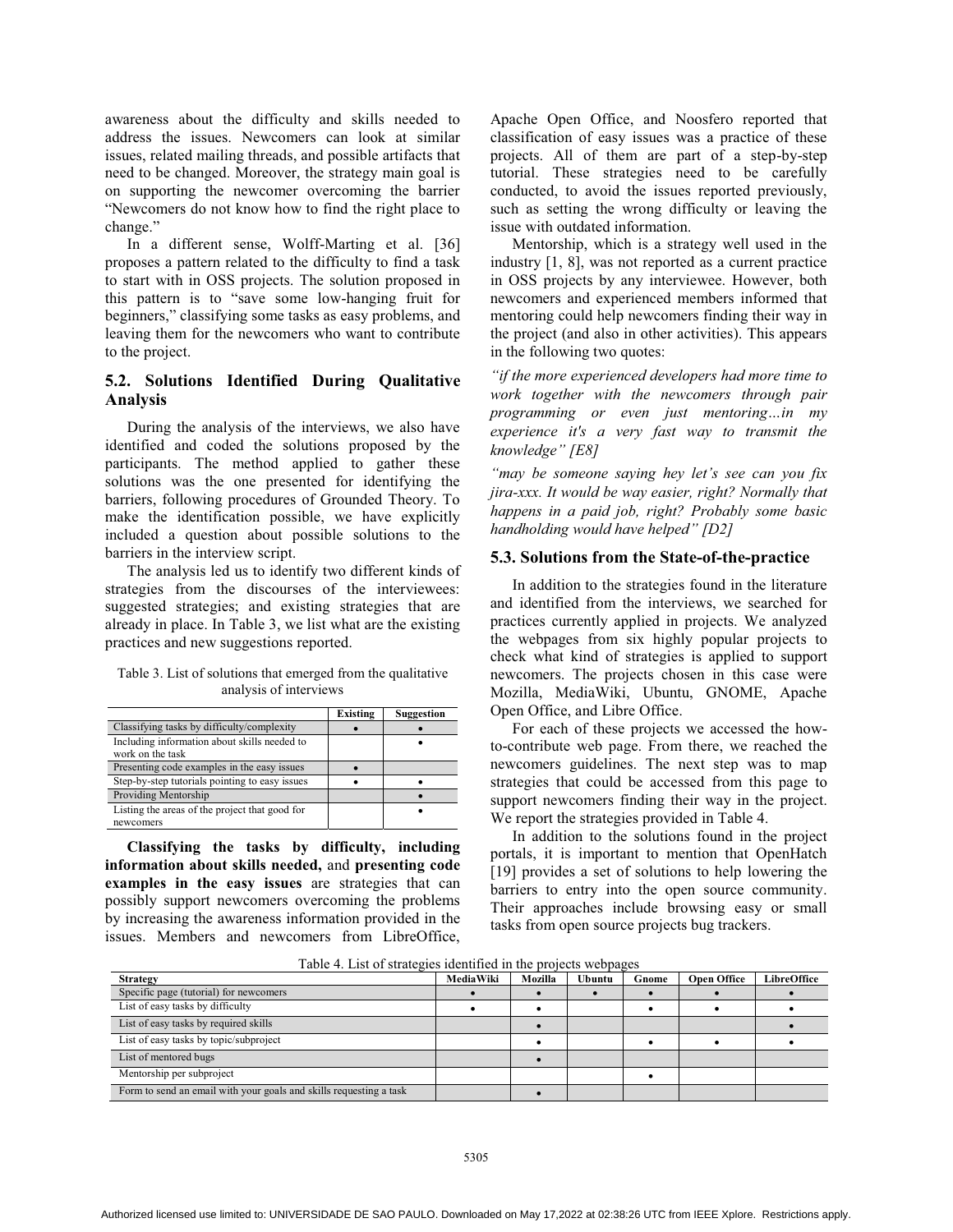awareness about the difficulty and skills needed to address the issues. Newcomers can look at similar issues, related mailing threads, and possible artifacts that need to be changed. Moreover, the strategy main goal is on supporting the newcomer overcoming the barrier "Newcomers do not know how to find the right place to change."

In a different sense, Wolff-Marting et al. [36] proposes a pattern related to the difficulty to find a task to start with in OSS projects. The solution proposed in this pattern is to "save some low-hanging fruit for beginners," classifying some tasks as easy problems, and leaving them for the newcomers who want to contribute to the project.

## 5.2. Solutions Identified During Qualitative Analysis

During the analysis of the interviews, we also have identified and coded the solutions proposed by the participants. The method applied to gather these solutions was the one presented for identifying the barriers, following procedures of Grounded Theory. To make the identification possible, we have explicitly included a question about possible solutions to the barriers in the interview script.

The analysis led us to identify two different kinds of strategies from the discourses of the interviewees: suggested strategies; and existing strategies that are already in place. In Table 3, we list what are the existing practices and new suggestions reported.

Table 3. List of solutions that emerged from the qualitative analysis of interviews

| | Existing | Suggestion |
|---|---|---|
| Classifying tasks by difficulty/complexity | • | • |
| Including information about skills needed to work on the task | | • |
| Presenting code examples in the easy issues | • | |
| Step-by-step tutorials pointing to easy issues | • | • |
| Providing Mentorship | | • |
| Listing the areas of the project that good for newcomers | | • |

**Classifying the tasks by difficulty, including information about skills needed,** and **presenting code examples in the easy issues** are strategies that can possibly support newcomers overcoming the problems by increasing the awareness information provided in the issues. Members and newcomers from LibreOffice, Apache Open Office, and Noosfero reported that classification of easy issues was a practice of these projects. All of them are part of a step-by-step tutorial. These strategies need to be carefully conducted, to avoid the issues reported previously, such as setting the wrong difficulty or leaving the issue with outdated information.

Mentorship, which is a strategy well used in the industry [1, 8], was not reported as a current practice in OSS projects by any interviewee. However, both newcomers and experienced members informed that mentoring could help newcomers finding their way in the project (and also in other activities). This appears in the following two quotes:

*"if the more experienced developers had more time to work together with the newcomers through pair programming or even just mentoring…in my experience it's a very fast way to transmit the knowledge" [E8]*

*"may be someone saying hey let's see can you fix jira-xxx. It would be way easier, right? Normally that happens in a paid job, right? Probably some basic handholding would have helped" [D2]*

## 5.3. Solutions from the State-of-the-practice

In addition to the strategies found in the literature and identified from the interviews, we searched for practices currently applied in projects. We analyzed the webpages from six highly popular projects to check what kind of strategies is applied to support newcomers. The projects chosen in this case were Mozilla, MediaWiki, Ubuntu, GNOME, Apache Open Office, and Libre Office.

For each of these projects we accessed the how-to-contribute web page. From there, we reached the newcomers guidelines. The next step was to map strategies that could be accessed from this page to support newcomers finding their way in the project. We report the strategies provided in Table 4.

In addition to the solutions found in the project portals, it is important to mention that OpenHatch [19] provides a set of solutions to help lowering the barriers to entry into the open source community. Their approaches include browsing easy or small tasks from open source projects bug trackers.

Table 4. List of strategies identified in the projects webpages

| Strategy | MediaWiki | Mozilla | Ubuntu | Gnome | Open Office | LibreOffice |
|---|---|---|---|---|---|---|
| Specific page (tutorial) for newcomers | • | • | • | • | • | • |
| List of easy tasks by difficulty | • | • | | • | • | • |
| List of easy tasks by required skills | | • | | | | • |
| List of easy tasks by topic/subproject | | • | | • | • | • |
| List of mentored bugs | | • | | | | |
| Mentorship per subproject | | | | • | | |
| Form to send an email with your goals and skills requesting a task | | • | | | | |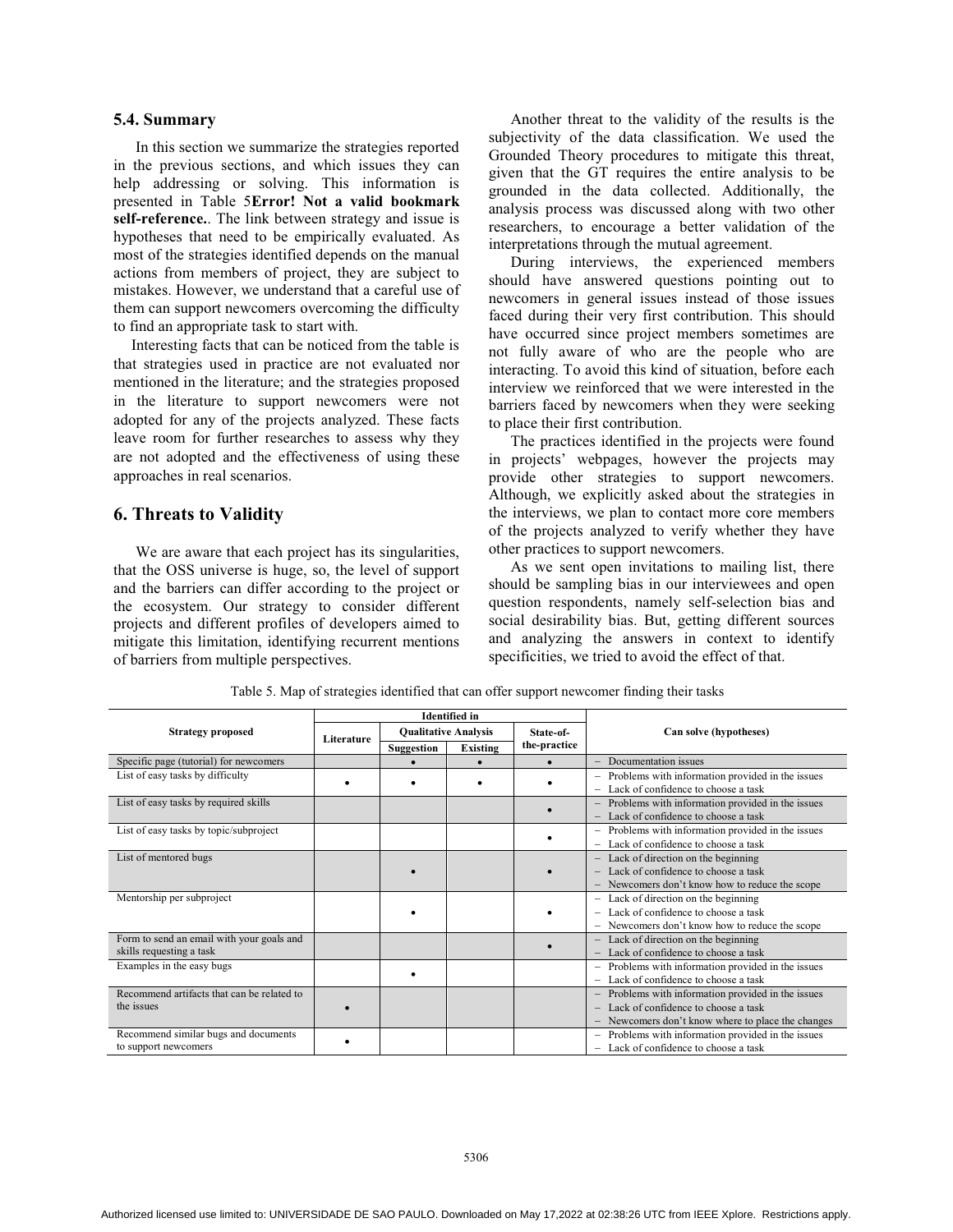### 5.4. Summary

In this section we summarize the strategies reported in the previous sections, and which issues they can help addressing or solving. This information is presented in Table 5**Error! Not a valid bookmark self-reference.**. The link between strategy and issue is hypotheses that need to be empirically evaluated. As most of the strategies identified depends on the manual actions from members of project, they are subject to mistakes. However, we understand that a careful use of them can support newcomers overcoming the difficulty to find an appropriate task to start with.

Interesting facts that can be noticed from the table is that strategies used in practice are not evaluated nor mentioned in the literature; and the strategies proposed in the literature to support newcomers were not adopted for any of the projects analyzed. These facts leave room for further researches to assess why they are not adopted and the effectiveness of using these approaches in real scenarios.

## 6. Threats to Validity

We are aware that each project has its singularities, that the OSS universe is huge, so, the level of support and the barriers can differ according to the project or the ecosystem. Our strategy to consider different projects and different profiles of developers aimed to mitigate this limitation, identifying recurrent mentions of barriers from multiple perspectives.

Another threat to the validity of the results is the subjectivity of the data classification. We used the Grounded Theory procedures to mitigate this threat, given that the GT requires the entire analysis to be grounded in the data collected. Additionally, the analysis process was discussed along with two other researchers, to encourage a better validation of the interpretations through the mutual agreement.

During interviews, the experienced members should have answered questions pointing out to newcomers in general issues instead of those issues faced during their very first contribution. This should have occurred since project members sometimes are not fully aware of who are the people who are interacting. To avoid this kind of situation, before each interview we reinforced that we were interested in the barriers faced by newcomers when they were seeking to place their first contribution.

The practices identified in the projects were found in projects' webpages, however the projects may provide other strategies to support newcomers. Although, we explicitly asked about the strategies in the interviews, we plan to contact more core members of the projects analyzed to verify whether they have other practices to support newcomers.

As we sent open invitations to mailing list, there should be sampling bias in our interviewees and open question respondents, namely self-selection bias and social desirability bias. But, getting different sources and analyzing the answers in context to identify specificities, we tried to avoid the effect of that.

Table 5. Map of strategies identified that can offer support newcomer finding their tasks

| Strategy proposed | Identified in | | | | Can solve (hypotheses) |
|---|---|---|---|---|---|
| | Literature | Qualitative Analysis | | State-of-the-practice | |
| | | Suggestion | Existing | | |
| Specific page (tutorial) for newcomers | | • | • | • | – Documentation issues |
| List of easy tasks by difficulty | • | • | • | • | – Problems with information provided in the issues<br>– Lack of confidence to choose a task |
| List of easy tasks by required skills | | | | • | – Problems with information provided in the issues<br>– Lack of confidence to choose a task |
| List of easy tasks by topic/subproject | | | | • | – Problems with information provided in the issues<br>– Lack of confidence to choose a task |
| List of mentored bugs | | • | | • | – Lack of direction on the beginning<br>– Lack of confidence to choose a task<br>– Newcomers don't know how to reduce the scope |
| Mentorship per subproject | | • | | • | – Lack of direction on the beginning<br>– Lack of confidence to choose a task<br>– Newcomers don't know how to reduce the scope |
| Form to send an email with your goals and skills requesting a task | | | | • | – Lack of direction on the beginning<br>– Lack of confidence to choose a task |
| Examples in the easy bugs | | • | | | – Problems with information provided in the issues<br>– Lack of confidence to choose a task |
| Recommend artifacts that can be related to the issues | • | | | | – Problems with information provided in the issues<br>– Lack of confidence to choose a task<br>– Newcomers don't know where to place the changes |
| Recommend similar bugs and documents to support newcomers | • | | | | – Problems with information provided in the issues<br>– Lack of confidence to choose a task |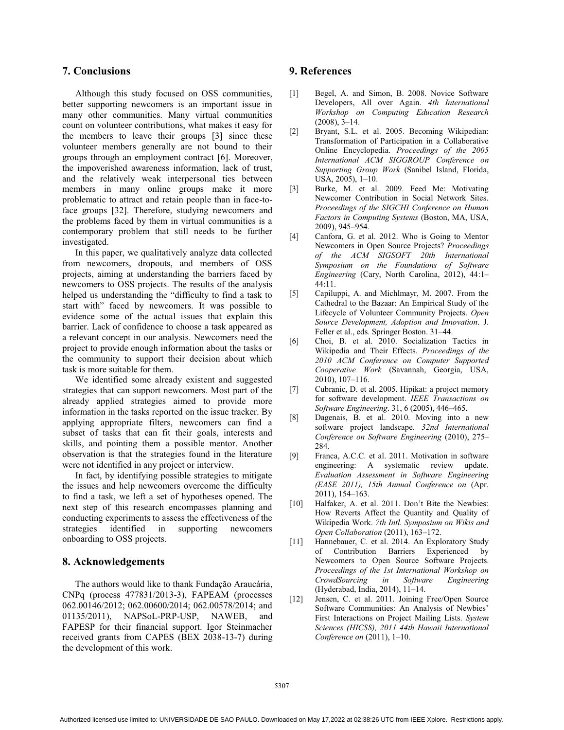## 7. Conclusions

Although this study focused on OSS communities, better supporting newcomers is an important issue in many other communities. Many virtual communities count on volunteer contributions, what makes it easy for the members to leave their groups [3] since these volunteer members generally are not bound to their groups through an employment contract [6]. Moreover, the impoverished awareness information, lack of trust, and the relatively weak interpersonal ties between members in many online groups make it more problematic to attract and retain people than in face-to-face groups [32]. Therefore, studying newcomers and the problems faced by them in virtual communities is a contemporary problem that still needs to be further investigated.

In this paper, we qualitatively analyze data collected from newcomers, dropouts, and members of OSS projects, aiming at understanding the barriers faced by newcomers to OSS projects. The results of the analysis helped us understanding the "difficulty to find a task to start with" faced by newcomers. It was possible to evidence some of the actual issues that explain this barrier. Lack of confidence to choose a task appeared as a relevant concept in our analysis. Newcomers need the project to provide enough information about the tasks or the community to support their decision about which task is more suitable for them.

We identified some already existent and suggested strategies that can support newcomers. Most part of the already applied strategies aimed to provide more information in the tasks reported on the issue tracker. By applying appropriate filters, newcomers can find a subset of tasks that can fit their goals, interests and skills, and pointing them a possible mentor. Another observation is that the strategies found in the literature were not identified in any project or interview.

In fact, by identifying possible strategies to mitigate the issues and help newcomers overcome the difficulty to find a task, we left a set of hypotheses opened. The next step of this research encompasses planning and conducting experiments to assess the effectiveness of the strategies identified in supporting newcomers onboarding to OSS projects.

## 8. Acknowledgements

The authors would like to thank Fundação Araucária, CNPq (process 477831/2013-3), FAPEAM (processes 062.00146/2012; 062.00600/2014; 062.00578/2014; and 01135/2011), NAPSoL-PRP-USP, NAWEB, and FAPESP for their financial support. Igor Steinmacher received grants from CAPES (BEX 2038-13-7) during the development of this work.

## 9. References

[1] Begel, A. and Simon, B. 2008. Novice Software Developers, All over Again. *4th International Workshop on Computing Education Research* (2008), 3–14.

[2] Bryant, S.L. et al. 2005. Becoming Wikipedian: Transformation of Participation in a Collaborative Online Encyclopedia. *Proceedings of the 2005 International ACM SIGGROUP Conference on Supporting Group Work* (Sanibel Island, Florida, USA, 2005), 1–10.

[3] Burke, M. et al. 2009. Feed Me: Motivating Newcomer Contribution in Social Network Sites. *Proceedings of the SIGCHI Conference on Human Factors in Computing Systems* (Boston, MA, USA, 2009), 945–954.

[4] Canfora, G. et al. 2012. Who is Going to Mentor Newcomers in Open Source Projects? *Proceedings of the ACM SIGSOFT 20th International Symposium on the Foundations of Software Engineering* (Cary, North Carolina, 2012), 44:1–44:11.

[5] Capiluppi, A. and Michlmayr, M. 2007. From the Cathedral to the Bazaar: An Empirical Study of the Lifecycle of Volunteer Community Projects. *Open Source Development, Adoption and Innovation*. J. Feller et al., eds. Springer Boston. 31–44.

[6] Choi, B. et al. 2010. Socialization Tactics in Wikipedia and Their Effects. *Proceedings of the 2010 ACM Conference on Computer Supported Cooperative Work* (Savannah, Georgia, USA, 2010), 107–116.

[7] Cubranic, D. et al. 2005. Hipikat: a project memory for software development. *IEEE Transactions on Software Engineering*. 31, 6 (2005), 446–465.

[8] Dagenais, B. et al. 2010. Moving into a new software project landscape. *32nd International Conference on Software Engineering* (2010), 275–284.

[9] Franca, A.C.C. et al. 2011. Motivation in software engineering: A systematic review update. *Evaluation Assessment in Software Engineering (EASE 2011), 15th Annual Conference on* (Apr. 2011), 154–163.

[10] Halfaker, A. et al. 2011. Don't Bite the Newbies: How Reverts Affect the Quantity and Quality of Wikipedia Work. *7th Intl. Symposium on Wikis and Open Collaboration* (2011), 163–172.

[11] Hannebauer, C. et al. 2014. An Exploratory Study of Contribution Barriers Experienced by Newcomers to Open Source Software Projects. *Proceedings of the 1st International Workshop on CrowdSourcing in Software Engineering* (Hyderabad, India, 2014), 11–14.

[12] Jensen, C. et al. 2011. Joining Free/Open Source Software Communities: An Analysis of Newbies' First Interactions on Project Mailing Lists. *System Sciences (HICSS), 2011 44th Hawaii International Conference on* (2011), 1–10.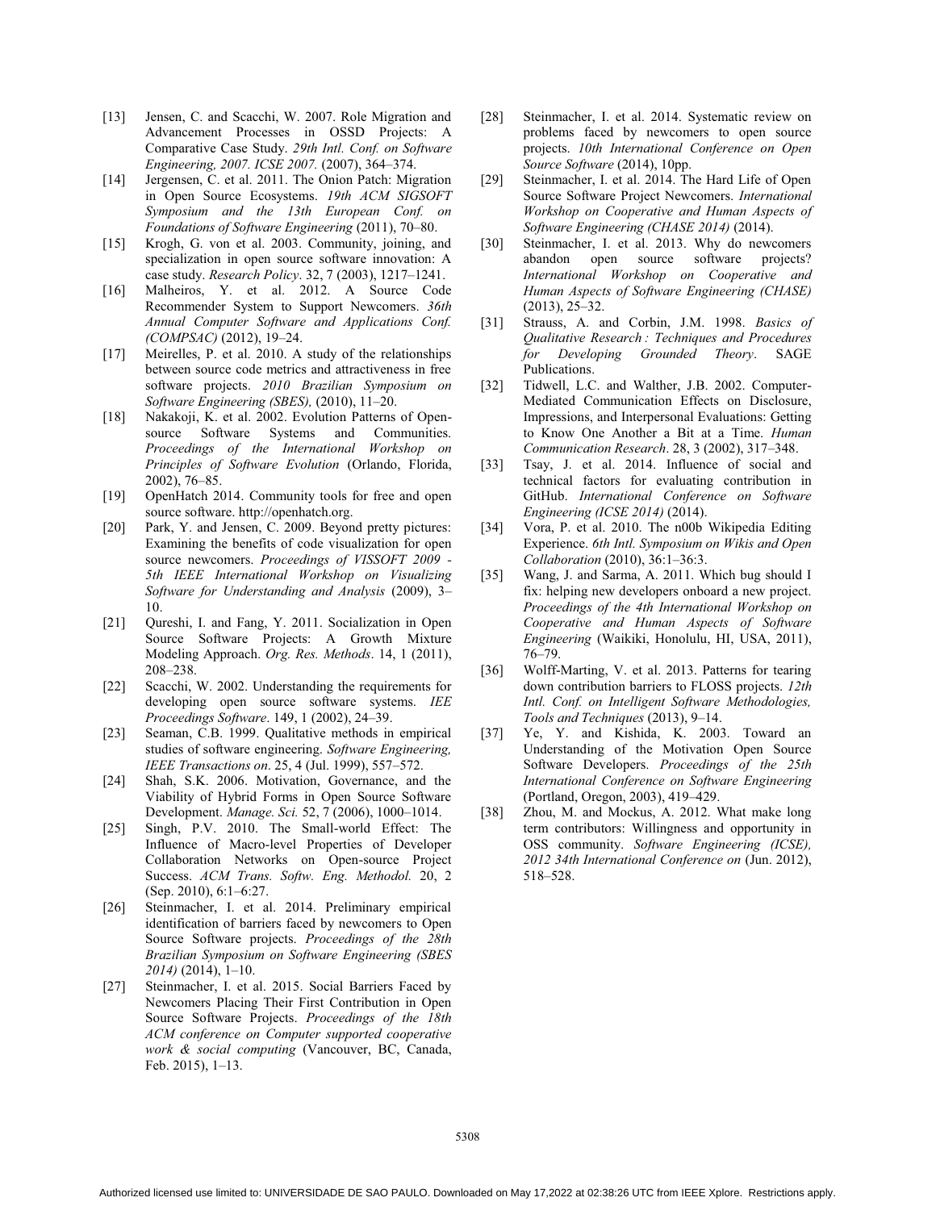[13] Jensen, C. and Scacchi, W. 2007. Role Migration and Advancement Processes in OSSD Projects: A Comparative Case Study. *29th Intl. Conf. on Software Engineering, 2007. ICSE 2007.* (2007), 364–374.

[14] Jergensen, C. et al. 2011. The Onion Patch: Migration in Open Source Ecosystems. *19th ACM SIGSOFT Symposium and the 13th European Conf. on Foundations of Software Engineering* (2011), 70–80.

[15] Krogh, G. von et al. 2003. Community, joining, and specialization in open source software innovation: A case study. *Research Policy*. 32, 7 (2003), 1217–1241.

[16] Malheiros, Y. et al. 2012. A Source Code Recommender System to Support Newcomers. *36th Annual Computer Software and Applications Conf. (COMPSAC)* (2012), 19–24.

[17] Meirelles, P. et al. 2010. A study of the relationships between source code metrics and attractiveness in free software projects. *2010 Brazilian Symposium on Software Engineering (SBES),* (2010), 11–20.

[18] Nakakoji, K. et al. 2002. Evolution Patterns of Open-source Software Systems and Communities. *Proceedings of the International Workshop on Principles of Software Evolution* (Orlando, Florida, 2002), 76–85.

[19] OpenHatch 2014. Community tools for free and open source software. http://openhatch.org.

[20] Park, Y. and Jensen, C. 2009. Beyond pretty pictures: Examining the benefits of code visualization for open source newcomers. *Proceedings of VISSOFT 2009 - 5th IEEE International Workshop on Visualizing Software for Understanding and Analysis* (2009), 3–10.

[21] Qureshi, I. and Fang, Y. 2011. Socialization in Open Source Software Projects: A Growth Mixture Modeling Approach. *Org. Res. Methods*. 14, 1 (2011), 208–238.

[22] Scacchi, W. 2002. Understanding the requirements for developing open source software systems. *IEE Proceedings Software*. 149, 1 (2002), 24–39.

[23] Seaman, C.B. 1999. Qualitative methods in empirical studies of software engineering. *Software Engineering, IEEE Transactions on*. 25, 4 (Jul. 1999), 557–572.

[24] Shah, S.K. 2006. Motivation, Governance, and the Viability of Hybrid Forms in Open Source Software Development. *Manage. Sci.* 52, 7 (2006), 1000–1014.

[25] Singh, P.V. 2010. The Small-world Effect: The Influence of Macro-level Properties of Developer Collaboration Networks on Open-source Project Success. *ACM Trans. Softw. Eng. Methodol.* 20, 2 (Sep. 2010), 6:1–6:27.

[26] Steinmacher, I. et al. 2014. Preliminary empirical identification of barriers faced by newcomers to Open Source Software projects. *Proceedings of the 28th Brazilian Symposium on Software Engineering (SBES 2014)* (2014), 1–10.

[27] Steinmacher, I. et al. 2015. Social Barriers Faced by Newcomers Placing Their First Contribution in Open Source Software Projects. *Proceedings of the 18th ACM conference on Computer supported cooperative work & social computing* (Vancouver, BC, Canada, Feb. 2015), 1–13.

[28] Steinmacher, I. et al. 2014. Systematic review on problems faced by newcomers to open source projects. *10th International Conference on Open Source Software* (2014), 10pp.

[29] Steinmacher, I. et al. 2014. The Hard Life of Open Source Software Project Newcomers. *International Workshop on Cooperative and Human Aspects of Software Engineering (CHASE 2014)* (2014).

[30] Steinmacher, I. et al. 2013. Why do newcomers abandon open source software projects? *International Workshop on Cooperative and Human Aspects of Software Engineering (CHASE)* (2013), 25–32.

[31] Strauss, A. and Corbin, J.M. 1998. *Basics of Qualitative Research : Techniques and Procedures for Developing Grounded Theory*. SAGE Publications.

[32] Tidwell, L.C. and Walther, J.B. 2002. Computer-Mediated Communication Effects on Disclosure, Impressions, and Interpersonal Evaluations: Getting to Know One Another a Bit at a Time. *Human Communication Research*. 28, 3 (2002), 317–348.

[33] Tsay, J. et al. 2014. Influence of social and technical factors for evaluating contribution in GitHub. *International Conference on Software Engineering (ICSE 2014)* (2014).

[34] Vora, P. et al. 2010. The n00b Wikipedia Editing Experience. *6th Intl. Symposium on Wikis and Open Collaboration* (2010), 36:1–36:3.

[35] Wang, J. and Sarma, A. 2011. Which bug should I fix: helping new developers onboard a new project. *Proceedings of the 4th International Workshop on Cooperative and Human Aspects of Software Engineering* (Waikiki, Honolulu, HI, USA, 2011), 76–79.

[36] Wolff-Marting, V. et al. 2013. Patterns for tearing down contribution barriers to FLOSS projects. *12th Intl. Conf. on Intelligent Software Methodologies, Tools and Techniques* (2013), 9–14.

[37] Ye, Y. and Kishida, K. 2003. Toward an Understanding of the Motivation Open Source Software Developers. *Proceedings of the 25th International Conference on Software Engineering* (Portland, Oregon, 2003), 419–429.

[38] Zhou, M. and Mockus, A. 2012. What make long term contributors: Willingness and opportunity in OSS community. *Software Engineering (ICSE), 2012 34th International Conference on* (Jun. 2012), 518–528.